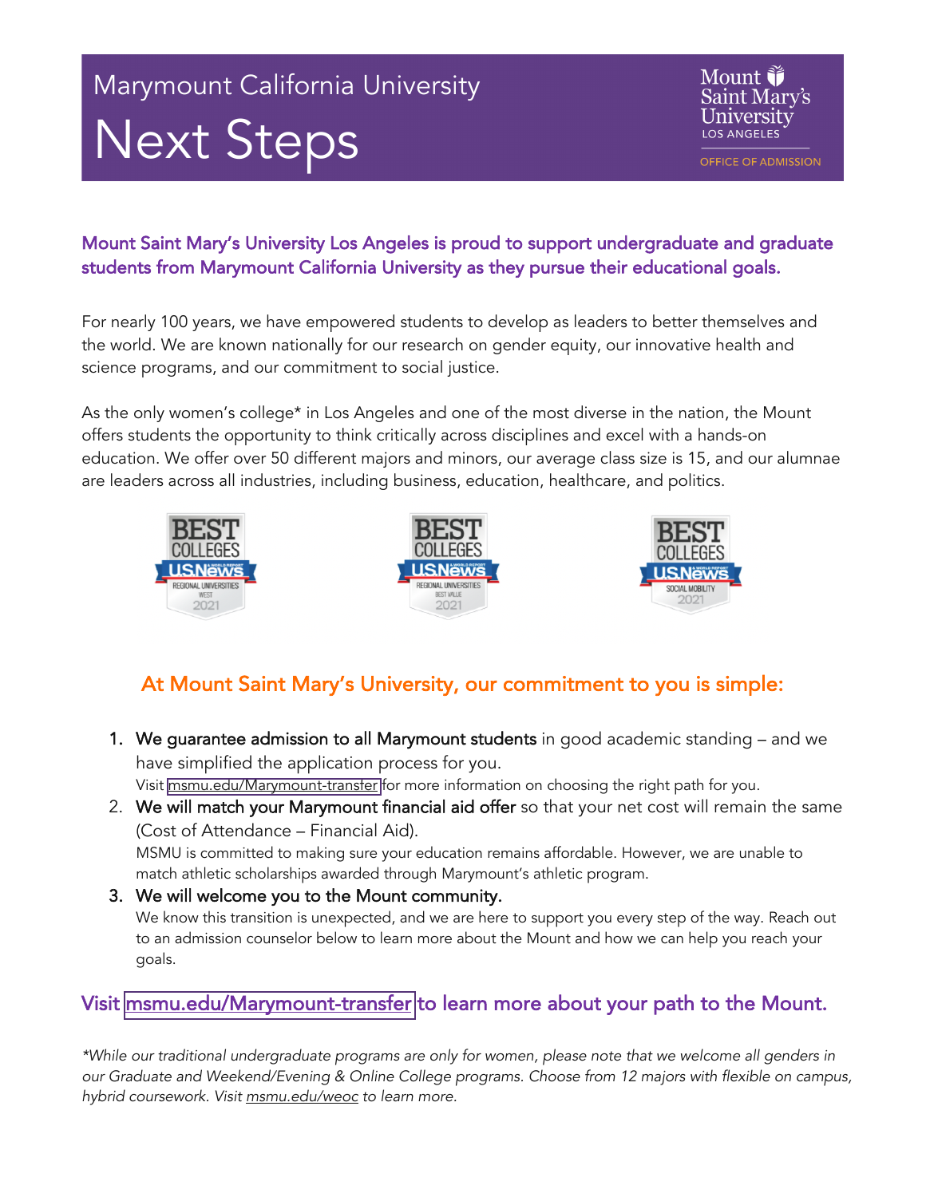# Marymount California University

# Next Steps

Mount Saint Mary's University
LOS ANGELES
OFFICE OF ADMISSION

**Mount Saint Mary's University Los Angeles is proud to support undergraduate and graduate students from Marymount California University as they pursue their educational goals.**

For nearly 100 years, we have empowered students to develop as leaders to better themselves and the world. We are known nationally for our research on gender equity, our innovative health and science programs, and our commitment to social justice.

As the only women's college* in Los Angeles and one of the most diverse in the nation, the Mount offers students the opportunity to think critically across disciplines and excel with a hands-on education. We offer over 50 different majors and minors, our average class size is 15, and our alumnae are leaders across all industries, including business, education, healthcare, and politics.

BEST COLLEGES U.S.News & World Report — Regional Universities West 2021

BEST COLLEGES U.S.News & World Report — Regional Universities Best Value 2021

BEST COLLEGES U.S.News & World Report — Social Mobility 2021

## At Mount Saint Mary's University, our commitment to you is simple:

1. **We guarantee admission to all Marymount students** in good academic standing – and we have simplified the application process for you.
   Visit msmu.edu/Marymount-transfer for more information on choosing the right path for you.
2. **We will match your Marymount financial aid offer** so that your net cost will remain the same (Cost of Attendance – Financial Aid).
   MSMU is committed to making sure your education remains affordable. However, we are unable to match athletic scholarships awarded through Marymount's athletic program.
3. **We will welcome you to the Mount community.**
   We know this transition is unexpected, and we are here to support you every step of the way. Reach out to an admission counselor below to learn more about the Mount and how we can help you reach your goals.

**Visit msmu.edu/Marymount-transfer to learn more about your path to the Mount.**

*\*While our traditional undergraduate programs are only for women, please note that we welcome all genders in our Graduate and Weekend/Evening & Online College programs. Choose from 12 majors with flexible on campus, hybrid coursework. Visit msmu.edu/weoc to learn more.*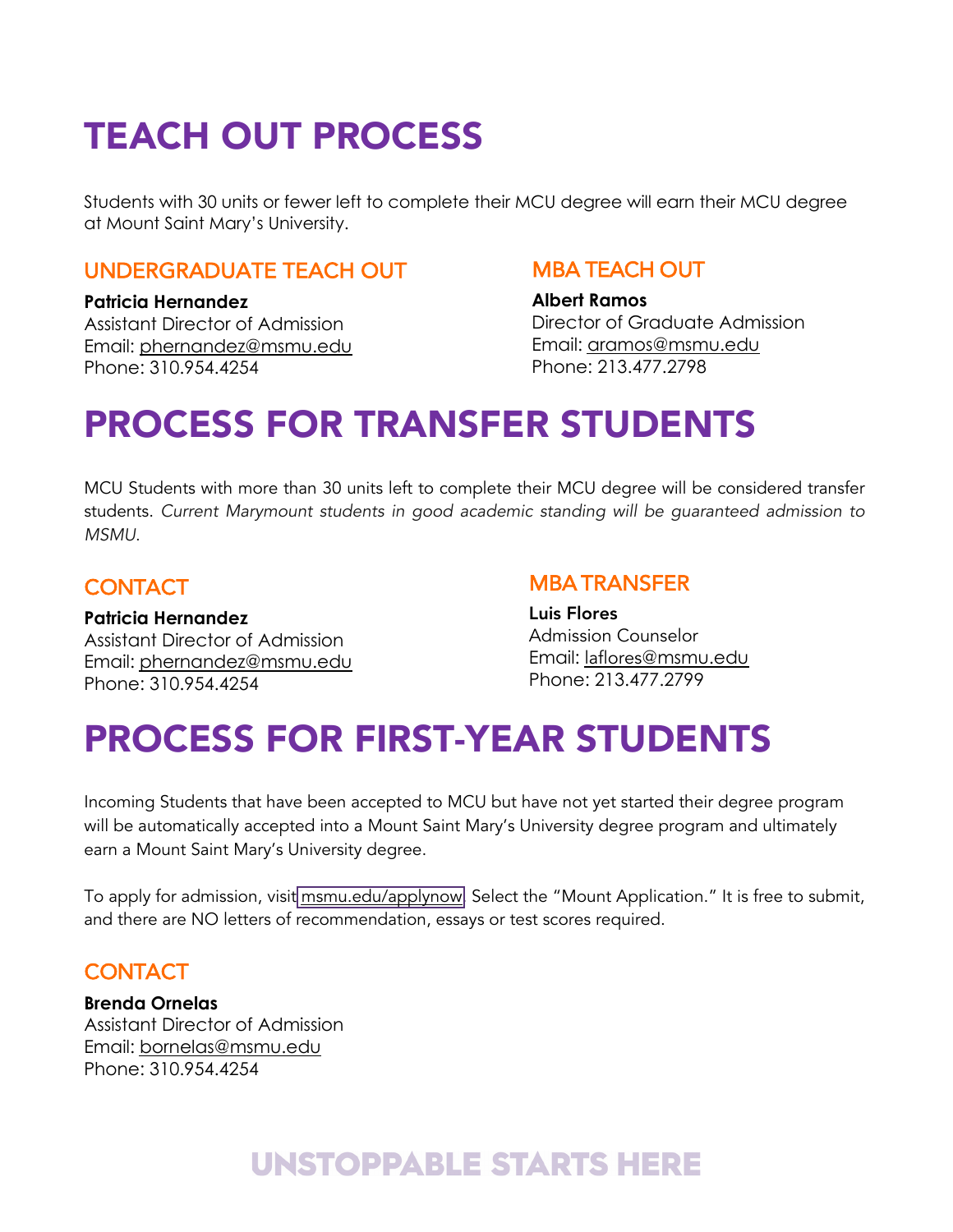# TEACH OUT PROCESS

Students with 30 units or fewer left to complete their MCU degree will earn their MCU degree at Mount Saint Mary's University.

## UNDERGRADUATE TEACH OUT

**Patricia Hernandez**
Assistant Director of Admission
Email: phernandez@msmu.edu
Phone: 310.954.4254

## MBA TEACH OUT

**Albert Ramos**
Director of Graduate Admission
Email: aramos@msmu.edu
Phone: 213.477.2798

# PROCESS FOR TRANSFER STUDENTS

MCU Students with more than 30 units left to complete their MCU degree will be considered transfer students. *Current Marymount students in good academic standing will be guaranteed admission to MSMU.*

## CONTACT

**Patricia Hernandez**
Assistant Director of Admission
Email: phernandez@msmu.edu
Phone: 310.954.4254

## MBA TRANSFER

**Luis Flores**
Admission Counselor
Email: laflores@msmu.edu
Phone: 213.477.2799

# PROCESS FOR FIRST-YEAR STUDENTS

Incoming Students that have been accepted to MCU but have not yet started their degree program will be automatically accepted into a Mount Saint Mary's University degree program and ultimately earn a Mount Saint Mary's University degree.

To apply for admission, visit msmu.edu/applynow. Select the "Mount Application." It is free to submit, and there are NO letters of recommendation, essays or test scores required.

## CONTACT

**Brenda Ornelas**
Assistant Director of Admission
Email: bornelas@msmu.edu
Phone: 310.954.4254

UNSTOPPABLE STARTS HERE